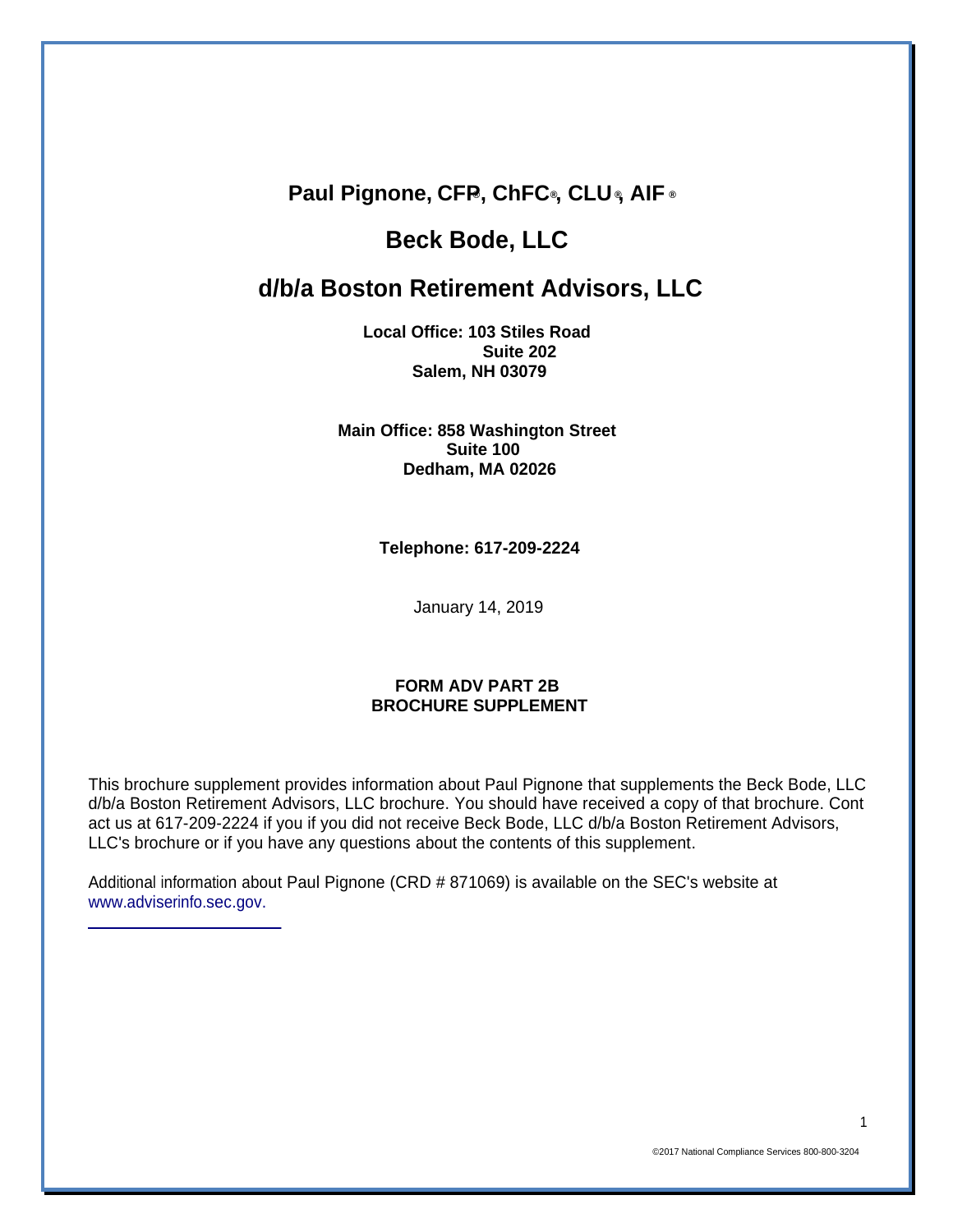# Paul Pignone, CFP®, ChFC®, CLU®, AIF®

# Beck Bode, LLC

# d/b/a Boston Retirement Advisors, LLC

**Local Office: 103 Stiles Road**
**Suite 202**
**Salem, NH 03079**

**Main Office: 858 Washington Street**
**Suite 100**
**Dedham, MA 02026**

**Telephone: 617-209-2224**

January 14, 2019

**FORM ADV PART 2B**
**BROCHURE SUPPLEMENT**

This brochure supplement provides information about Paul Pignone that supplements the Beck Bode, LLC d/b/a Boston Retirement Advisors, LLC brochure. You should have received a copy of that brochure. Cont act us at 617-209-2224 if you if you did not receive Beck Bode, LLC d/b/a Boston Retirement Advisors, LLC's brochure or if you have any questions about the contents of this supplement.

Additional information about Paul Pignone (CRD # 871069) is available on the SEC's website at www.adviserinfo.sec.gov.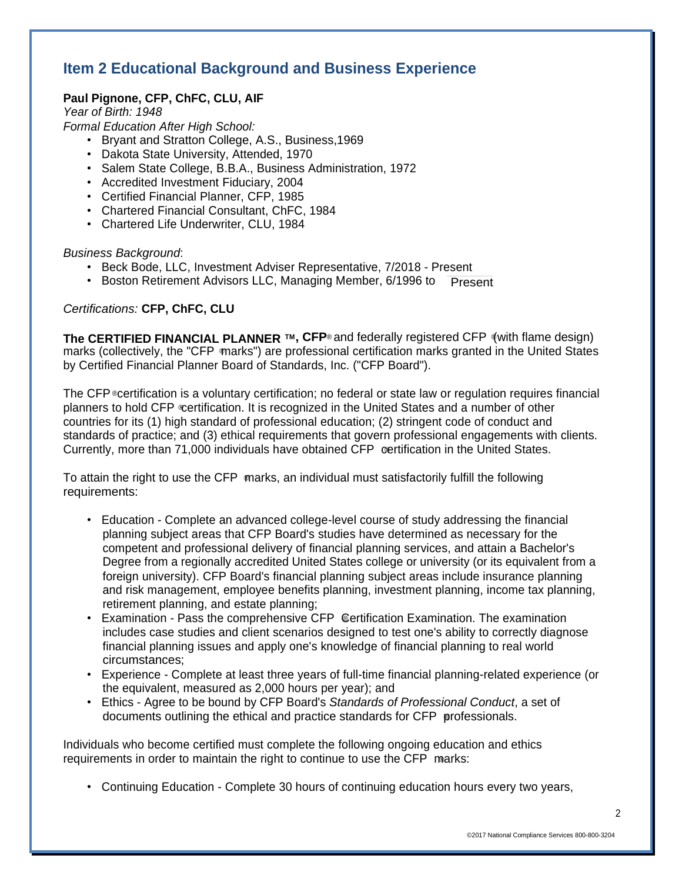## Item 2 Educational Background and Business Experience

**Paul Pignone, CFP, ChFC, CLU, AIF**

*Year of Birth: 1948*

*Formal Education After High School:*

- Bryant and Stratton College, A.S., Business,1969
- Dakota State University, Attended, 1970
- Salem State College, B.B.A., Business Administration, 1972
- Accredited Investment Fiduciary, 2004
- Certified Financial Planner, CFP, 1985
- Chartered Financial Consultant, ChFC, 1984
- Chartered Life Underwriter, CLU, 1984

*Business Background*:

- Beck Bode, LLC, Investment Adviser Representative, 7/2018 - Present
- Boston Retirement Advisors LLC, Managing Member, 6/1996 to Present

*Certifications:* **CFP, ChFC, CLU**

**The CERTIFIED FINANCIAL PLANNER ™, CFP®** and federally registered CFP ® (with flame design) marks (collectively, the "CFP ® marks") are professional certification marks granted in the United States by Certified Financial Planner Board of Standards, Inc. ("CFP Board").

The CFP ® certification is a voluntary certification; no federal or state law or regulation requires financial planners to hold CFP ® certification. It is recognized in the United States and a number of other countries for its (1) high standard of professional education; (2) stringent code of conduct and standards of practice; and (3) ethical requirements that govern professional engagements with clients. Currently, more than 71,000 individuals have obtained CFP ® certification in the United States.

To attain the right to use the CFP ® marks, an individual must satisfactorily fulfill the following requirements:

- Education - Complete an advanced college-level course of study addressing the financial planning subject areas that CFP Board's studies have determined as necessary for the competent and professional delivery of financial planning services, and attain a Bachelor's Degree from a regionally accredited United States college or university (or its equivalent from a foreign university). CFP Board's financial planning subject areas include insurance planning and risk management, employee benefits planning, investment planning, income tax planning, retirement planning, and estate planning;
- Examination - Pass the comprehensive CFP ® Certification Examination. The examination includes case studies and client scenarios designed to test one's ability to correctly diagnose financial planning issues and apply one's knowledge of financial planning to real world circumstances;
- Experience - Complete at least three years of full-time financial planning-related experience (or the equivalent, measured as 2,000 hours per year); and
- Ethics - Agree to be bound by CFP Board's *Standards of Professional Conduct*, a set of documents outlining the ethical and practice standards for CFP ® professionals.

Individuals who become certified must complete the following ongoing education and ethics requirements in order to maintain the right to continue to use the CFP ® marks:

- Continuing Education - Complete 30 hours of continuing education hours every two years,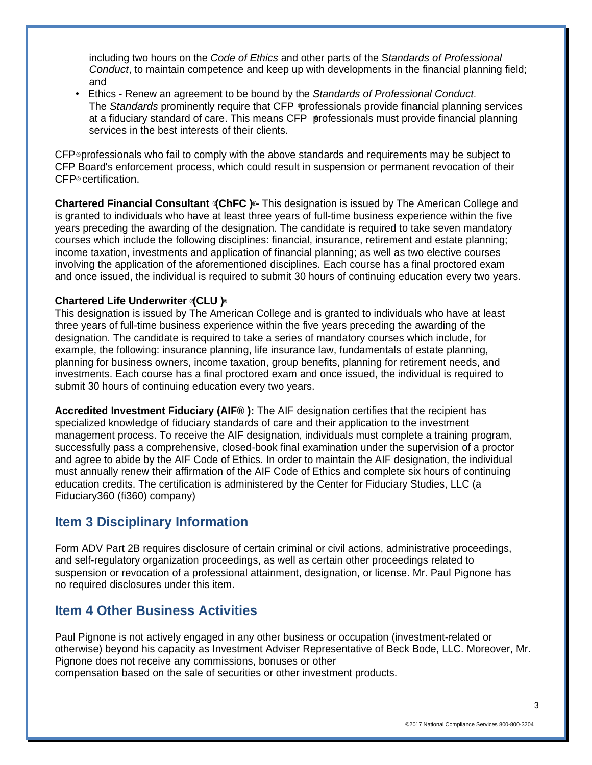including two hours on the *Code of Ethics* and other parts of the S*tandards of Professional Conduct*, to maintain competence and keep up with developments in the financial planning field; and

- Ethics - Renew an agreement to be bound by the *Standards of Professional Conduct*. The *Standards* prominently require that CFP® professionals provide financial planning services at a fiduciary standard of care. This means CFP® professionals must provide financial planning services in the best interests of their clients.

CFP® professionals who fail to comply with the above standards and requirements may be subject to CFP Board's enforcement process, which could result in suspension or permanent revocation of their CFP® certification.

**Chartered Financial Consultant ® (ChFC ®)** - This designation is issued by The American College and is granted to individuals who have at least three years of full-time business experience within the five years preceding the awarding of the designation. The candidate is required to take seven mandatory courses which include the following disciplines: financial, insurance, retirement and estate planning; income taxation, investments and application of financial planning; as well as two elective courses involving the application of the aforementioned disciplines. Each course has a final proctored exam and once issued, the individual is required to submit 30 hours of continuing education every two years.

**Chartered Life Underwriter ® (CLU ®)**

This designation is issued by The American College and is granted to individuals who have at least three years of full-time business experience within the five years preceding the awarding of the designation. The candidate is required to take a series of mandatory courses which include, for example, the following: insurance planning, life insurance law, fundamentals of estate planning, planning for business owners, income taxation, group benefits, planning for retirement needs, and investments. Each course has a final proctored exam and once issued, the individual is required to submit 30 hours of continuing education every two years.

**Accredited Investment Fiduciary (AIF® ):** The AIF designation certifies that the recipient has specialized knowledge of fiduciary standards of care and their application to the investment management process. To receive the AIF designation, individuals must complete a training program, successfully pass a comprehensive, closed-book final examination under the supervision of a proctor and agree to abide by the AIF Code of Ethics. In order to maintain the AIF designation, the individual must annually renew their affirmation of the AIF Code of Ethics and complete six hours of continuing education credits. The certification is administered by the Center for Fiduciary Studies, LLC (a Fiduciary360 (fi360) company)

## Item 3 Disciplinary Information

Form ADV Part 2B requires disclosure of certain criminal or civil actions, administrative proceedings, and self-regulatory organization proceedings, as well as certain other proceedings related to suspension or revocation of a professional attainment, designation, or license. Mr. Paul Pignone has no required disclosures under this item.

## Item 4 Other Business Activities

Paul Pignone is not actively engaged in any other business or occupation (investment-related or otherwise) beyond his capacity as Investment Adviser Representative of Beck Bode, LLC. Moreover, Mr. Pignone does not receive any commissions, bonuses or other compensation based on the sale of securities or other investment products.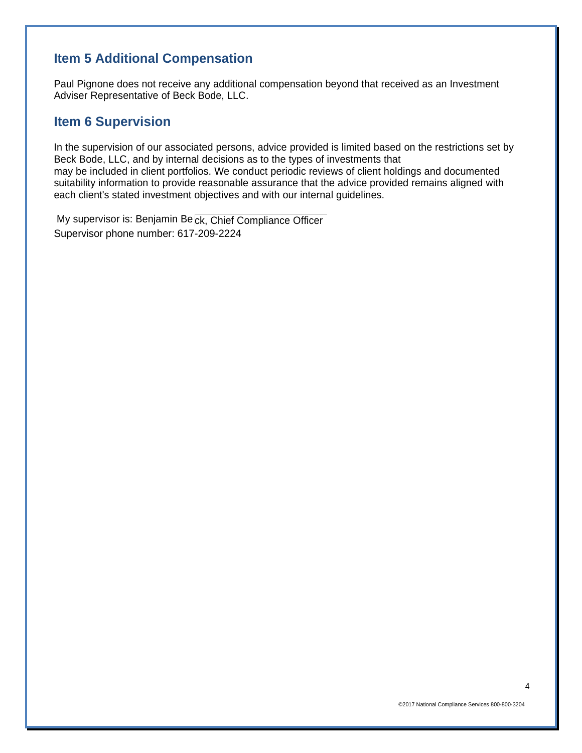## Item 5 Additional Compensation

Paul Pignone does not receive any additional compensation beyond that received as an Investment Adviser Representative of Beck Bode, LLC.

## Item 6 Supervision

In the supervision of our associated persons, advice provided is limited based on the restrictions set by Beck Bode, LLC, and by internal decisions as to the types of investments that may be included in client portfolios. We conduct periodic reviews of client holdings and documented suitability information to provide reasonable assurance that the advice provided remains aligned with each client's stated investment objectives and with our internal guidelines.

My supervisor is: Benjamin Beck, Chief Compliance Officer
Supervisor phone number: 617-209-2224

©2017 National Compliance Services 800-800-3204